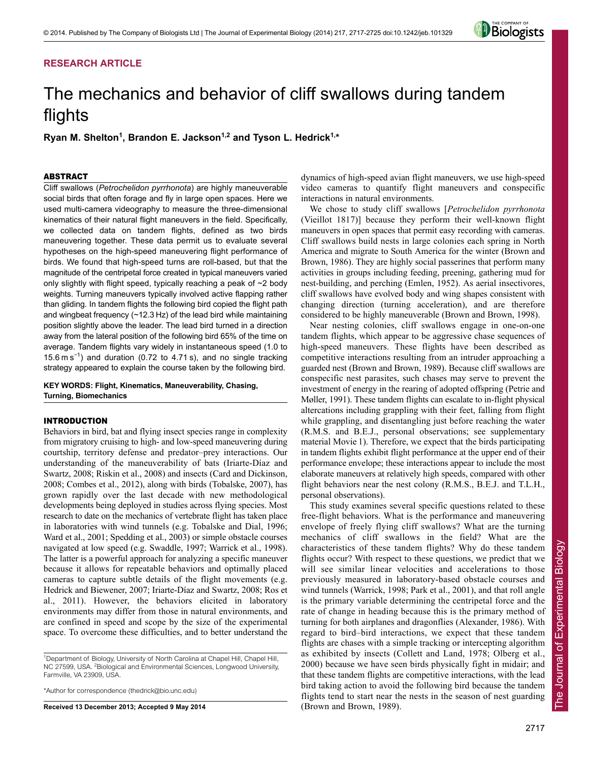**RESEARCH ARTICLE**

# The mechanics and behavior of cliff swallows during tandem flights

**Ryan M. Shelton[1], Brandon E. Jackson[1,2] and Tyson L. Hedrick[1,*]**

## ABSTRACT

Cliff swallows (*Petrochelidon pyrrhonota*) are highly maneuverable social birds that often forage and fly in large open spaces. Here we used multi-camera videography to measure the three-dimensional kinematics of their natural flight maneuvers in the field. Specifically, we collected data on tandem flights, defined as two birds maneuvering together. These data permit us to evaluate several hypotheses on the high-speed maneuvering flight performance of birds. We found that high-speed turns are roll-based, but that the magnitude of the centripetal force created in typical maneuvers varied only slightly with flight speed, typically reaching a peak of ~2 body weights. Turning maneuvers typically involved active flapping rather than gliding. In tandem flights the following bird copied the flight path and wingbeat frequency (~12.3 Hz) of the lead bird while maintaining position slightly above the leader. The lead bird turned in a direction away from the lateral position of the following bird 65% of the time on average. Tandem flights vary widely in instantaneous speed (1.0 to 15.6 m s$^{-1}$) and duration (0.72 to 4.71 s), and no single tracking strategy appeared to explain the course taken by the following bird.

**KEY WORDS: Flight, Kinematics, Maneuverability, Chasing, Turning, Biomechanics**

## INTRODUCTION

Behaviors in bird, bat and flying insect species range in complexity from migratory cruising to high- and low-speed maneuvering during courtship, territory defense and predator–prey interactions. Our understanding of the maneuverability of bats (Iriarte-Díaz and Swartz, 2008; Riskin et al., 2008) and insects (Card and Dickinson, 2008; Combes et al., 2012), along with birds (Tobalske, 2007), has grown rapidly over the last decade with new methodological developments being deployed in studies across flying species. Most research to date on the mechanics of vertebrate flight has taken place in laboratories with wind tunnels (e.g. Tobalske and Dial, 1996; Ward et al., 2001; Spedding et al., 2003) or simple obstacle courses navigated at low speed (e.g. Swaddle, 1997; Warrick et al., 1998). The latter is a powerful approach for analyzing a specific maneuver because it allows for repeatable behaviors and optimally placed cameras to capture subtle details of the flight movements (e.g. Hedrick and Biewener, 2007; Iriarte-Díaz and Swartz, 2008; Ros et al., 2011). However, the behaviors elicited in laboratory environments may differ from those in natural environments, and are confined in speed and scope by the size of the experimental space. To overcome these difficulties, and to better understand the dynamics of high-speed avian flight maneuvers, we use high-speed video cameras to quantify flight maneuvers and conspecific interactions in natural environments.

We chose to study cliff swallows [*Petrochelidon pyrrhonota* (Vieillot 1817)] because they perform their well-known flight maneuvers in open spaces that permit easy recording with cameras. Cliff swallows build nests in large colonies each spring in North America and migrate to South America for the winter (Brown and Brown, 1986). They are highly social passerines that perform many activities in groups including feeding, preening, gathering mud for nest-building, and perching (Emlen, 1952). As aerial insectivores, cliff swallows have evolved body and wing shapes consistent with changing direction (turning acceleration), and are therefore considered to be highly maneuverable (Brown and Brown, 1998).

Near nesting colonies, cliff swallows engage in one-on-one tandem flights, which appear to be aggressive chase sequences of high-speed maneuvers. These flights have been described as competitive interactions resulting from an intruder approaching a guarded nest (Brown and Brown, 1989). Because cliff swallows are conspecific nest parasites, such chases may serve to prevent the investment of energy in the rearing of adopted offspring (Petrie and Møller, 1991). These tandem flights can escalate to in-flight physical altercations including grappling with their feet, falling from flight while grappling, and disentangling just before reaching the water (R.M.S. and B.E.J., personal observations; see supplementary material Movie 1). Therefore, we expect that the birds participating in tandem flights exhibit flight performance at the upper end of their performance envelope; these interactions appear to include the most elaborate maneuvers at relatively high speeds, compared with other flight behaviors near the nest colony (R.M.S., B.E.J. and T.L.H., personal observations).

This study examines several specific questions related to these free-flight behaviors. What is the performance and maneuvering envelope of freely flying cliff swallows? What are the turning mechanics of cliff swallows in the field? What are the characteristics of these tandem flights? Why do these tandem flights occur? With respect to these questions, we predict that we will see similar linear velocities and accelerations to those previously measured in laboratory-based obstacle courses and wind tunnels (Warrick, 1998; Park et al., 2001), and that roll angle is the primary variable determining the centripetal force and the rate of change in heading because this is the primary method of turning for both airplanes and dragonflies (Alexander, 1986). With regard to bird–bird interactions, we expect that these tandem flights are chases with a simple tracking or intercepting algorithm as exhibited by insects (Collett and Land, 1978; Olberg et al., 2000) because we have seen birds physically fight in midair; and that these tandem flights are competitive interactions, with the lead bird taking action to avoid the following bird because the tandem flights tend to start near the nests in the season of nest guarding (Brown and Brown, 1989).

[1]Department of Biology, University of North Carolina at Chapel Hill, Chapel Hill, NC 27599, USA. [2]Biological and Environmental Sciences, Longwood University, Farmville, VA 23909, USA.

*Author for correspondence (thedrick@bio.unc.edu)

**Received 13 December 2013; Accepted 9 May 2014**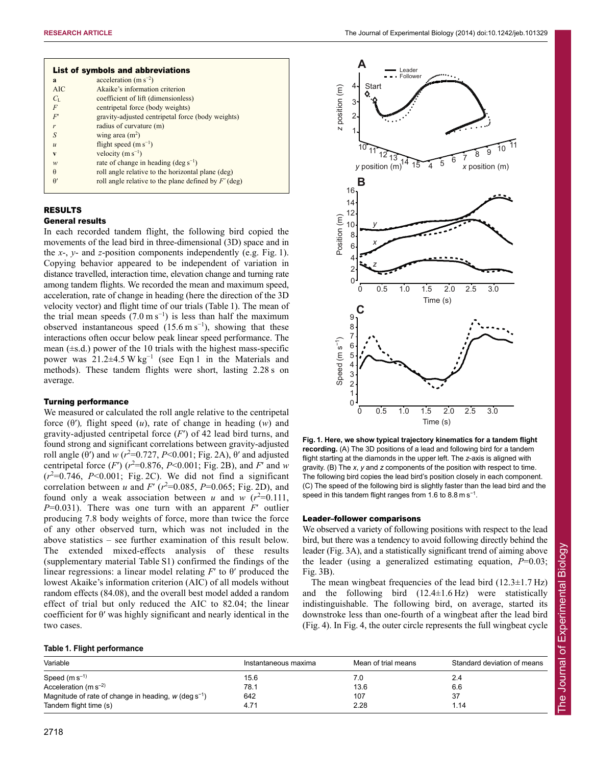## List of symbols and abbreviations

| | |
|---|---|
| **a** | acceleration (m s$^{-2}$) |
| AIC | Akaike's information criterion |
| $C_L$ | coefficient of lift (dimensionless) |
| $F$ | centripetal force (body weights) |
| $F'$ | gravity-adjusted centripetal force (body weights) |
| $r$ | radius of curvature (m) |
| $S$ | wing area (m$^2$) |
| $u$ | flight speed (m s$^{-1}$) |
| **v** | velocity (m s$^{-1}$) |
| $w$ | rate of change in heading (deg s$^{-1}$) |
| $\theta$ | roll angle relative to the horizontal plane (deg) |
| $\theta'$ | roll angle relative to the plane defined by $F'$ (deg) |

# RESULTS

## General results

In each recorded tandem flight, the following bird copied the movements of the lead bird in three-dimensional (3D) space and in the $x$-, $y$- and $z$-position components independently (e.g. Fig. 1). Copying behavior appeared to be independent of variation in distance travelled, interaction time, elevation change and turning rate among tandem flights. We recorded the mean and maximum speed, acceleration, rate of change in heading (here the direction of the 3D velocity vector) and flight time of our trials (Table 1). The mean of the trial mean speeds (7.0 m s$^{-1}$) is less than half the maximum observed instantaneous speed (15.6 m s$^{-1}$), showing that these interactions often occur below peak linear speed performance. The mean (±s.d.) power of the 10 trials with the highest mass-specific power was 21.2±4.5 W kg$^{-1}$ (see Eqn 1 in the Materials and methods). These tandem flights were short, lasting 2.28 s on average.

## Turning performance

We measured or calculated the roll angle relative to the centripetal force ($\theta'$), flight speed ($u$), rate of change in heading ($w$) and gravity-adjusted centripetal force ($F'$) of 42 lead bird turns, and found strong and significant correlations between gravity-adjusted roll angle ($\theta'$) and $w$ ($r^2$=0.727, $P$<0.001; Fig. 2A), $\theta'$ and adjusted centripetal force ($F'$) ($r^2$=0.876, $P$<0.001; Fig. 2B), and $F'$ and $w$ ($r^2$=0.746, $P$<0.001; Fig. 2C). We did not find a significant correlation between $u$ and $F'$ ($r^2$=0.085, $P$=0.065; Fig. 2D), and found only a weak association between $u$ and $w$ ($r^2$=0.111, $P$=0.031). There was one turn with an apparent $F'$ outlier producing 7.8 body weights of force, more than twice the force of any other observed turn, which was not included in the above statistics – see further examination of this result below. The extended mixed-effects analysis of these results (supplementary material Table S1) confirmed the findings of the linear regressions: a linear model relating $F'$ to $\theta'$ produced the lowest Akaike's information criterion (AIC) of all models without random effects (84.08), and the overall best model added a random effect of trial but only reduced the AIC to 82.04; the linear coefficient for $\theta'$ was highly significant and nearly identical in the two cases.

**Fig. 1. Here, we show typical trajectory kinematics for a tandem flight recording.** (A) The 3D positions of a lead and following bird for a tandem flight starting at the diamonds in the upper left. The $z$-axis is aligned with gravity. (B) The $x$, $y$ and $z$ components of the position with respect to time. The following bird copies the lead bird's position closely in each component. (C) The speed of the following bird is slightly faster than the lead bird and the speed in this tandem flight ranges from 1.6 to 8.8 m s$^{-1}$.

## Leader–follower comparisons

We observed a variety of following positions with respect to the lead bird, but there was a tendency to avoid following directly behind the leader (Fig. 3A), and a statistically significant trend of aiming above the leader (using a generalized estimating equation, $P$=0.03; Fig. 3B).

The mean wingbeat frequencies of the lead bird (12.3±1.7 Hz) and the following bird (12.4±1.6 Hz) were statistically indistinguishable. The following bird, on average, started its downstroke less than one-fourth of a wingbeat after the lead bird (Fig. 4). In Fig. 4, the outer circle represents the full wingbeat cycle

**Table 1. Flight performance**

| Variable | Instantaneous maxima | Mean of trial means | Standard deviation of means |
|---|---|---|---|
| Speed (m s$^{-1}$) | 15.6 | 7.0 | 2.4 |
| Acceleration (m s$^{-2}$) | 78.1 | 13.6 | 6.6 |
| Magnitude of rate of change in heading, $w$ (deg s$^{-1}$) | 642 | 107 | 37 |
| Tandem flight time (s) | 4.71 | 2.28 | 1.14 |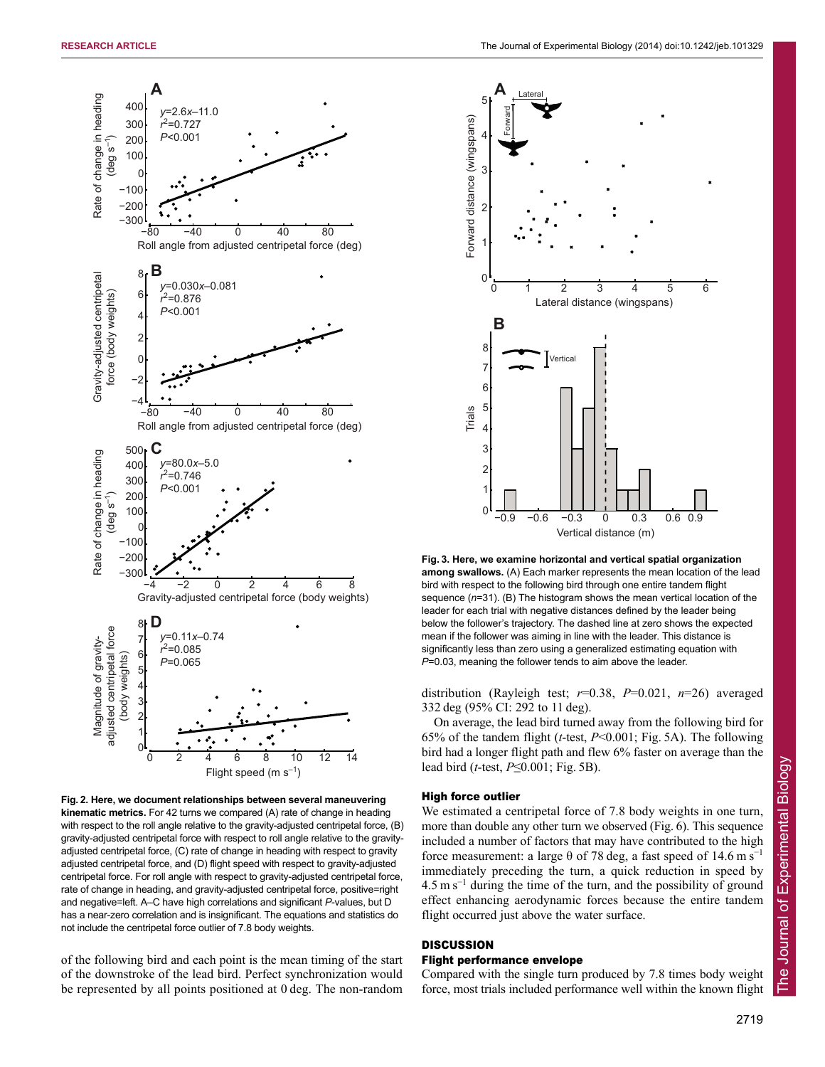Fig. 2. Here, we document relationships between several maneuvering kinematic metrics. For 42 turns we compared (A) rate of change in heading with respect to the roll angle relative to the gravity-adjusted centripetal force, (B) gravity-adjusted centripetal force with respect to roll angle relative to the gravity-adjusted centripetal force, (C) rate of change in heading with respect to gravity adjusted centripetal force, and (D) flight speed with respect to gravity-adjusted centripetal force. For roll angle with respect to gravity-adjusted centripetal force, rate of change in heading, and gravity-adjusted centripetal force, positive=right and negative=left. A–C have high correlations and significant *P*-values, but D has a near-zero correlation and is insignificant. The equations and statistics do not include the centripetal force outlier of 7.8 body weights.

of the following bird and each point is the mean timing of the start of the downstroke of the lead bird. Perfect synchronization would be represented by all points positioned at 0 deg. The non-random distribution (Rayleigh test; $r$=0.38, $P$=0.021, $n$=26) averaged 332 deg (95% CI: 292 to 11 deg).

On average, the lead bird turned away from the following bird for 65% of the tandem flight ($t$-test, $P$<0.001; Fig. 5A). The following bird had a longer flight path and flew 6% faster on average than the lead bird ($t$-test, $P$≤0.001; Fig. 5B).

Fig. 3. Here, we examine horizontal and vertical spatial organization among swallows. (A) Each marker represents the mean location of the lead bird with respect to the following bird through one entire tandem flight sequence ($n$=31). (B) The histogram shows the mean vertical location of the leader for each trial with negative distances defined by the leader being below the follower's trajectory. The dashed line at zero shows the expected mean if the follower was aiming in line with the leader. This distance is significantly less than zero using a generalized estimating equation with $P$=0.03, meaning the follower tends to aim above the leader.

### High force outlier

We estimated a centripetal force of 7.8 body weights in one turn, more than double any other turn we observed (Fig. 6). This sequence included a number of factors that may have contributed to the high force measurement: a large θ of 78 deg, a fast speed of 14.6 m s$^{-1}$ immediately preceding the turn, a quick reduction in speed by 4.5 m s$^{-1}$ during the time of the turn, and the possibility of ground effect enhancing aerodynamic forces because the entire tandem flight occurred just above the water surface.

## DISCUSSION

### Flight performance envelope

Compared with the single turn produced by 7.8 times body weight force, most trials included performance well within the known flight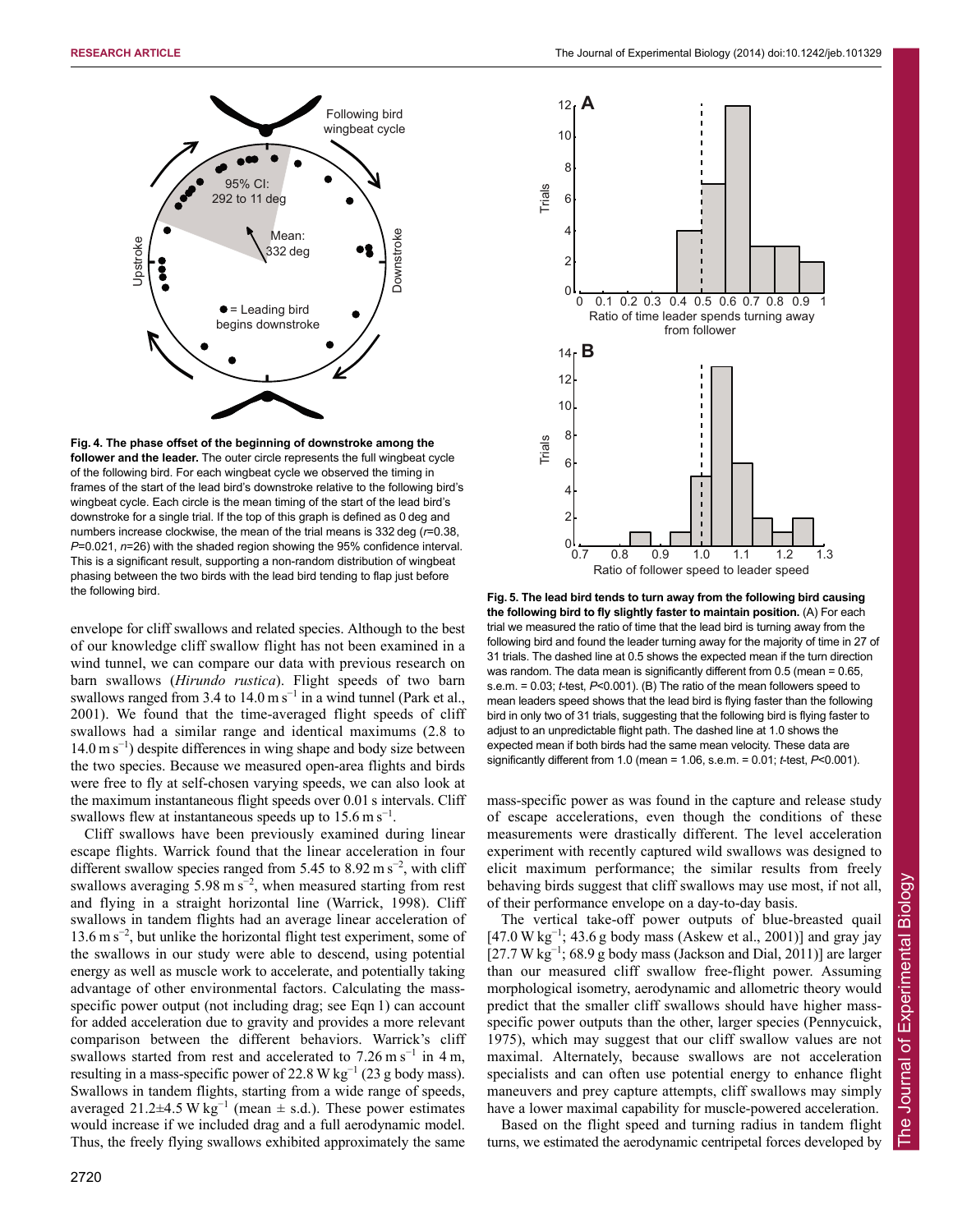**Fig. 4. The phase offset of the beginning of downstroke among the follower and the leader.** The outer circle represents the full wingbeat cycle of the following bird. For each wingbeat cycle we observed the timing in frames of the start of the lead bird's downstroke relative to the following bird's wingbeat cycle. Each circle is the mean timing of the start of the lead bird's downstroke for a single trial. If the top of this graph is defined as 0 deg and numbers increase clockwise, the mean of the trial means is 332 deg ($r$=0.38, $P$=0.021, $n$=26) with the shaded region showing the 95% confidence interval. This is a significant result, supporting a non-random distribution of wingbeat phasing between the two birds with the lead bird tending to flap just before the following bird.

**Fig. 5. The lead bird tends to turn away from the following bird causing the following bird to fly slightly faster to maintain position.** (A) For each trial we measured the ratio of time that the lead bird is turning away from the following bird and found the leader turning away for the majority of time in 27 of 31 trials. The dashed line at 0.5 shows the expected mean if the turn direction was random. The data mean is significantly different from 0.5 (mean = 0.65, s.e.m. = 0.03; $t$-test, $P$<0.001). (B) The ratio of the mean followers speed to mean leaders speed shows that the lead bird is flying faster than the following bird in only two of 31 trials, suggesting that the following bird is flying faster to adjust to an unpredictable flight path. The dashed line at 1.0 shows the expected mean if both birds had the same mean velocity. These data are significantly different from 1.0 (mean = 1.06, s.e.m. = 0.01; $t$-test, $P$<0.001).

envelope for cliff swallows and related species. Although to the best of our knowledge cliff swallow flight has not been examined in a wind tunnel, we can compare our data with previous research on barn swallows (*Hirundo rustica*). Flight speeds of two barn swallows ranged from 3.4 to 14.0 m s$^{-1}$ in a wind tunnel (Park et al., 2001). We found that the time-averaged flight speeds of cliff swallows had a similar range and identical maximums (2.8 to 14.0 m s$^{-1}$) despite differences in wing shape and body size between the two species. Because we measured open-area flights and birds were free to fly at self-chosen varying speeds, we can also look at the maximum instantaneous flight speeds over 0.01 s intervals. Cliff swallows flew at instantaneous speeds up to 15.6 m s$^{-1}$.

Cliff swallows have been previously examined during linear escape flights. Warrick found that the linear acceleration in four different swallow species ranged from 5.45 to 8.92 m s$^{-2}$, with cliff swallows averaging 5.98 m s$^{-2}$, when measured starting from rest and flying in a straight horizontal line (Warrick, 1998). Cliff swallows in tandem flights had an average linear acceleration of 13.6 m s$^{-2}$, but unlike the horizontal flight test experiment, some of the swallows in our study were able to descend, using potential energy as well as muscle work to accelerate, and potentially taking advantage of other environmental factors. Calculating the mass-specific power output (not including drag; see Eqn 1) can account for added acceleration due to gravity and provides a more relevant comparison between the different behaviors. Warrick's cliff swallows started from rest and accelerated to 7.26 m s$^{-1}$ in 4 m, resulting in a mass-specific power of 22.8 W kg$^{-1}$ (23 g body mass). Swallows in tandem flights, starting from a wide range of speeds, averaged 21.2±4.5 W kg$^{-1}$ (mean ± s.d.). These power estimates would increase if we included drag and a full aerodynamic model. Thus, the freely flying swallows exhibited approximately the same mass-specific power as was found in the capture and release study of escape accelerations, even though the conditions of these measurements were drastically different. The level acceleration experiment with recently captured wild swallows was designed to elicit maximum performance; the similar results from freely behaving birds suggest that cliff swallows may use most, if not all, of their performance envelope on a day-to-day basis.

The vertical take-off power outputs of blue-breasted quail [47.0 W kg$^{-1}$; 43.6 g body mass (Askew et al., 2001)] and gray jay [27.7 W kg$^{-1}$; 68.9 g body mass (Jackson and Dial, 2011)] are larger than our measured cliff swallow free-flight power. Assuming morphological isometry, aerodynamic and allometric theory would predict that the smaller cliff swallows should have higher mass-specific power outputs than the other, larger species (Pennycuick, 1975), which may suggest that our cliff swallow values are not maximal. Alternately, because swallows are not acceleration specialists and can often use potential energy to enhance flight maneuvers and prey capture attempts, cliff swallows may simply have a lower maximal capability for muscle-powered acceleration.

Based on the flight speed and turning radius in tandem flight turns, we estimated the aerodynamic centripetal forces developed by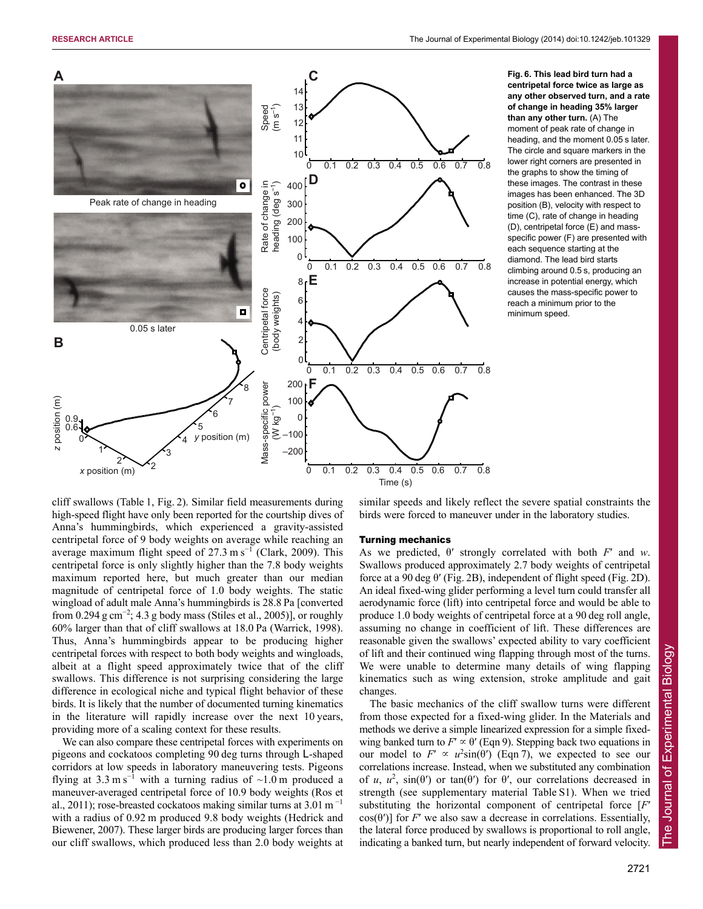**Fig. 6. This lead bird turn had a centripetal force twice as large as any other observed turn, and a rate of change in heading 35% larger than any other turn.** (A) The moment of peak rate of change in heading, and the moment 0.05 s later. The circle and square markers in the lower right corners are presented in the graphs to show the timing of these images. The contrast in these images has been enhanced. The 3D position (B), velocity with respect to time (C), rate of change in heading (D), centripetal force (E) and mass-specific power (F) are presented with each sequence starting at the diamond. The lead bird starts climbing around 0.5 s, producing an increase in potential energy, which causes the mass-specific power to reach a minimum prior to the minimum speed.

cliff swallows (Table 1, Fig. 2). Similar field measurements during high-speed flight have only been reported for the courtship dives of Anna's hummingbirds, which experienced a gravity-assisted centripetal force of 9 body weights on average while reaching an average maximum flight speed of 27.3 m s$^{-1}$ (Clark, 2009). This centripetal force is only slightly higher than the 7.8 body weights maximum reported here, but much greater than our median magnitude of centripetal force of 1.0 body weights. The static wingload of adult male Anna's hummingbirds is 28.8 Pa [converted from 0.294 g cm$^{-2}$; 4.3 g body mass (Stiles et al., 2005)], or roughly 60% larger than that of cliff swallows at 18.0 Pa (Warrick, 1998). Thus, Anna's hummingbirds appear to be producing higher centripetal forces with respect to both body weights and wingloads, albeit at a flight speed approximately twice that of the cliff swallows. This difference is not surprising considering the large difference in ecological niche and typical flight behavior of these birds. It is likely that the number of documented turning kinematics in the literature will rapidly increase over the next 10 years, providing more of a scaling context for these results.

We can also compare these centripetal forces with experiments on pigeons and cockatoos completing 90 deg turns through L-shaped corridors at low speeds in laboratory maneuvering tests. Pigeons flying at 3.3 m s$^{-1}$ with a turning radius of ~1.0 m produced a maneuver-averaged centripetal force of 10.9 body weights (Ros et al., 2011); rose-breasted cockatoos making similar turns at 3.01 m$^{-1}$ with a radius of 0.92 m produced 9.8 body weights (Hedrick and Biewener, 2007). These larger birds are producing larger forces than our cliff swallows, which produced less than 2.0 body weights at similar speeds and likely reflect the severe spatial constraints the birds were forced to maneuver under in the laboratory studies.

## Turning mechanics

As we predicted, $\theta'$ strongly correlated with both $F'$ and $w$. Swallows produced approximately 2.7 body weights of centripetal force at a 90 deg $\theta'$ (Fig. 2B), independent of flight speed (Fig. 2D). An ideal fixed-wing glider performing a level turn could transfer all aerodynamic force (lift) into centripetal force and would be able to produce 1.0 body weights of centripetal force at a 90 deg roll angle, assuming no change in coefficient of lift. These differences are reasonable given the swallows' expected ability to vary coefficient of lift and their continued wing flapping through most of the turns. We were unable to determine many details of wing flapping kinematics such as wing extension, stroke amplitude and gait changes.

The basic mechanics of the cliff swallow turns were different from those expected for a fixed-wing glider. In the Materials and methods we derive a simple linearized expression for a simple fixed-wing banked turn to $F' \propto \theta'$ (Eqn 9). Stepping back two equations in our model to $F' \propto u^2\sin(\theta')$ (Eqn 7), we expected to see our correlations increase. Instead, when we substituted any combination of $u$, $u^2$, $\sin(\theta')$ or $\tan(\theta')$ for $\theta'$, our correlations decreased in strength (see supplementary material Table S1). When we tried substituting the horizontal component of centripetal force [$F'\cos(\theta')$] for $F'$ we also saw a decrease in correlations. Essentially, the lateral force produced by swallows is proportional to roll angle, indicating a banked turn, but nearly independent of forward velocity.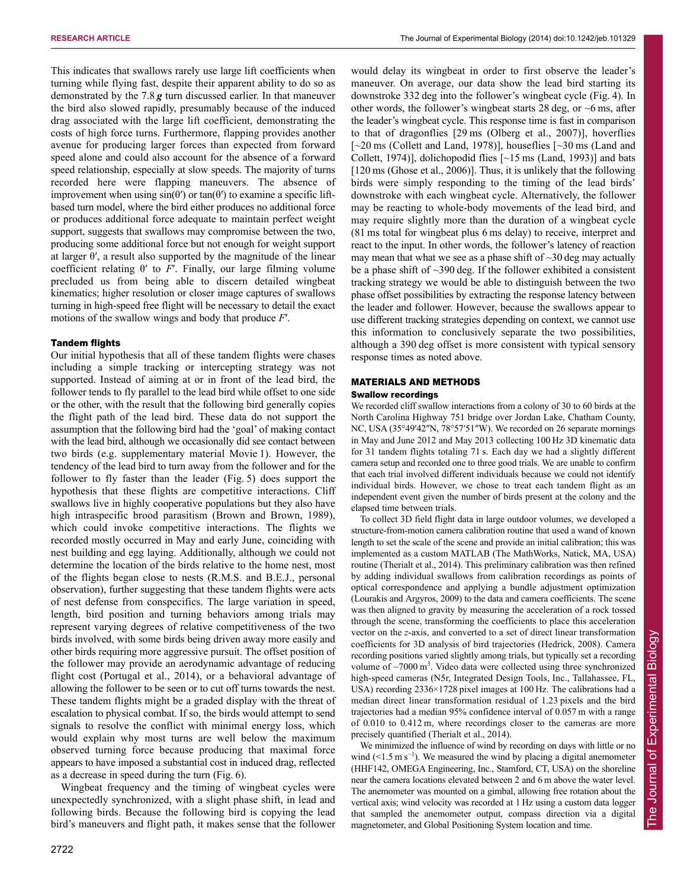This indicates that swallows rarely use large lift coefficients when turning while flying fast, despite their apparent ability to do so as demonstrated by the 7.8 ***g*** turn discussed earlier. In that maneuver the bird also slowed rapidly, presumably because of the induced drag associated with the large lift coefficient, demonstrating the costs of high force turns. Furthermore, flapping provides another avenue for producing larger forces than expected from forward speed alone and could also account for the absence of a forward speed relationship, especially at slow speeds. The majority of turns recorded here were flapping maneuvers. The absence of improvement when using $\sin(\theta')$ or $\tan(\theta')$ to examine a specific lift-based turn model, where the bird either produces no additional force or produces additional force adequate to maintain perfect weight support, suggests that swallows may compromise between the two, producing some additional force but not enough for weight support at larger $\theta'$, a result also supported by the magnitude of the linear coefficient relating $\theta'$ to $F'$. Finally, our large filming volume precluded us from being able to discern detailed wingbeat kinematics; higher resolution or closer image captures of swallows turning in high-speed free flight will be necessary to detail the exact motions of the swallow wings and body that produce $F'$.

### Tandem flights

Our initial hypothesis that all of these tandem flights were chases including a simple tracking or intercepting strategy was not supported. Instead of aiming at or in front of the lead bird, the follower tends to fly parallel to the lead bird while offset to one side or the other, with the result that the following bird generally copies the flight path of the lead bird. These data do not support the assumption that the following bird had the 'goal' of making contact with the lead bird, although we occasionally did see contact between two birds (e.g. supplementary material Movie 1). However, the tendency of the lead bird to turn away from the follower and for the follower to fly faster than the leader (Fig. 5) does support the hypothesis that these flights are competitive interactions. Cliff swallows live in highly cooperative populations but they also have high intraspecific brood parasitism (Brown and Brown, 1989), which could invoke competitive interactions. The flights we recorded mostly occurred in May and early June, coinciding with nest building and egg laying. Additionally, although we could not determine the location of the birds relative to the home nest, most of the flights began close to nests (R.M.S. and B.E.J., personal observation), further suggesting that these tandem flights were acts of nest defense from conspecifics. The large variation in speed, length, bird position and turning behaviors among trials may represent varying degrees of relative competitiveness of the two birds involved, with some birds being driven away more easily and other birds requiring more aggressive pursuit. The offset position of the follower may provide an aerodynamic advantage of reducing flight cost (Portugal et al., 2014), or a behavioral advantage of allowing the follower to be seen or to cut off turns towards the nest. These tandem flights might be a graded display with the threat of escalation to physical combat. If so, the birds would attempt to send signals to resolve the conflict with minimal energy loss, which would explain why most turns are well below the maximum observed turning force because producing that maximal force appears to have imposed a substantial cost in induced drag, reflected as a decrease in speed during the turn (Fig. 6).

Wingbeat frequency and the timing of wingbeat cycles were unexpectedly synchronized, with a slight phase shift, in lead and following birds. Because the following bird is copying the lead bird's maneuvers and flight path, it makes sense that the follower would delay its wingbeat in order to first observe the leader's maneuver. On average, our data show the lead bird starting its downstroke 332 deg into the follower's wingbeat cycle (Fig. 4). In other words, the follower's wingbeat starts 28 deg, or ~6 ms, after the leader's wingbeat cycle. This response time is fast in comparison to that of dragonflies [29 ms (Olberg et al., 2007)], hoverflies [~20 ms (Collett and Land, 1978)], houseflies [~30 ms (Land and Collett, 1974)], dolichopodid flies [~15 ms (Land, 1993)] and bats [120 ms (Ghose et al., 2006)]. Thus, it is unlikely that the following birds were simply responding to the timing of the lead birds' downstroke with each wingbeat cycle. Alternatively, the follower may be reacting to whole-body movements of the lead bird, and may require slightly more than the duration of a wingbeat cycle (81 ms total for wingbeat plus 6 ms delay) to receive, interpret and react to the input. In other words, the follower's latency of reaction may mean that what we see as a phase shift of ~30 deg may actually be a phase shift of ~390 deg. If the follower exhibited a consistent tracking strategy we would be able to distinguish between the two phase offset possibilities by extracting the response latency between the leader and follower. However, because the swallows appear to use different tracking strategies depending on context, we cannot use this information to conclusively separate the two possibilities, although a 390 deg offset is more consistent with typical sensory response times as noted above.

## MATERIALS AND METHODS

### Swallow recordings

We recorded cliff swallow interactions from a colony of 30 to 60 birds at the North Carolina Highway 751 bridge over Jordan Lake, Chatham County, NC, USA (35°49′42″N, 78°57′51″W). We recorded on 26 separate mornings in May and June 2012 and May 2013 collecting 100 Hz 3D kinematic data for 31 tandem flights totaling 71 s. Each day we had a slightly different camera setup and recorded one to three good trials. We are unable to confirm that each trial involved different individuals because we could not identify individual birds. However, we chose to treat each tandem flight as an independent event given the number of birds present at the colony and the elapsed time between trials.

To collect 3D field flight data in large outdoor volumes, we developed a structure-from-motion camera calibration routine that used a wand of known length to set the scale of the scene and provide an initial calibration; this was implemented as a custom MATLAB (The MathWorks, Natick, MA, USA) routine (Theriault et al., 2014). This preliminary calibration was then refined by adding individual swallows from calibration recordings as points of optical correspondence and applying a bundle adjustment optimization (Lourakis and Argyros, 2009) to the data and camera coefficients. The scene was then aligned to gravity by measuring the acceleration of a rock tossed through the scene, transforming the coefficients to place this acceleration vector on the *z*-axis, and converted to a set of direct linear transformation coefficients for 3D analysis of bird trajectories (Hedrick, 2008). Camera recording positions varied slightly among trials, but typically set a recording volume of ~7000 $m^3$. Video data were collected using three synchronized high-speed cameras (N5r, Integrated Design Tools, Inc., Tallahassee, FL, USA) recording 2336×1728 pixel images at 100 Hz. The calibrations had a median direct linear transformation residual of 1.23 pixels and the bird trajectories had a median 95% confidence interval of 0.057 m with a range of 0.010 to 0.412 m, where recordings closer to the cameras are more precisely quantified (Theriault et al., 2014).

We minimized the influence of wind by recording on days with little or no wind (<1.5 m $s^{-1}$). We measured the wind by placing a digital anemometer (HHF142, OMEGA Engineering, Inc., Stamford, CT, USA) on the shoreline near the camera locations elevated between 2 and 6 m above the water level. The anemometer was mounted on a gimbal, allowing free rotation about the vertical axis; wind velocity was recorded at 1 Hz using a custom data logger that sampled the anemometer output, compass direction via a digital magnetometer, and Global Positioning System location and time.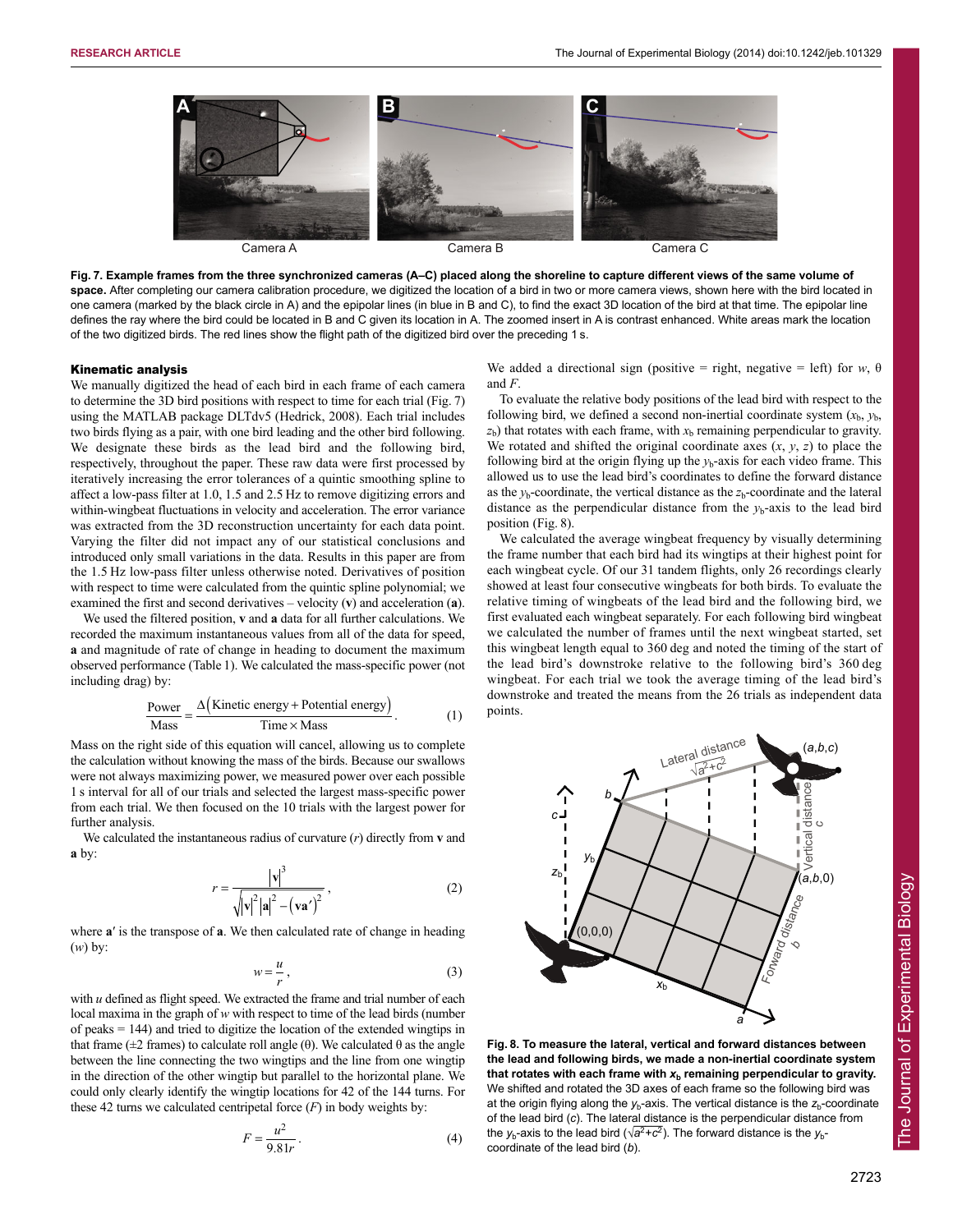Fig. 7. **Example frames from the three synchronized cameras (A–C) placed along the shoreline to capture different views of the same volume of space.** After completing our camera calibration procedure, we digitized the location of a bird in two or more camera views, shown here with the bird located in one camera (marked by the black circle in A) and the epipolar lines (in blue in B and C), to find the exact 3D location of the bird at that time. The epipolar line defines the ray where the bird could be located in B and C given its location in A. The zoomed insert in A is contrast enhanced. White areas mark the location of the two digitized birds. The red lines show the flight path of the digitized bird over the preceding 1 s.

### Kinematic analysis

We manually digitized the head of each bird in each frame of each camera to determine the 3D bird positions with respect to time for each trial (Fig. 7) using the MATLAB package DLTdv5 (Hedrick, 2008). Each trial includes two birds flying as a pair, with one bird leading and the other bird following. We designate these birds as the lead bird and the following bird, respectively, throughout the paper. These raw data were first processed by iteratively increasing the error tolerances of a quintic smoothing spline to affect a low-pass filter at 1.0, 1.5 and 2.5 Hz to remove digitizing errors and within-wingbeat fluctuations in velocity and acceleration. The error variance was extracted from the 3D reconstruction uncertainty for each data point. Varying the filter did not impact any of our statistical conclusions and introduced only small variations in the data. Results in this paper are from the 1.5 Hz low-pass filter unless otherwise noted. Derivatives of position with respect to time were calculated from the quintic spline polynomial; we examined the first and second derivatives – velocity (**v**) and acceleration (**a**).

We used the filtered position, **v** and **a** data for all further calculations. We recorded the maximum instantaneous values from all of the data for speed, **a** and magnitude of rate of change in heading to document the maximum observed performance (Table 1). We calculated the mass-specific power (not including drag) by:

$$\frac{\text{Power}}{\text{Mass}} = \frac{\Delta(\text{Kinetic energy} + \text{Potential energy})}{\text{Time} \times \text{Mass}}. \tag{1}$$

Mass on the right side of this equation will cancel, allowing us to complete the calculation without knowing the mass of the birds. Because our swallows were not always maximizing power, we measured power over each possible 1 s interval for all of our trials and selected the largest mass-specific power from each trial. We then focused on the 10 trials with the largest power for further analysis.

We calculated the instantaneous radius of curvature ($r$) directly from **v** and **a** by:

$$r = \frac{|\mathbf{v}|^3}{\sqrt{|\mathbf{v}|^2|\mathbf{a}|^2 - (\mathbf{v}\mathbf{a}')^2}}, \tag{2}$$

where $\mathbf{a}'$ is the transpose of **a**. We then calculated rate of change in heading ($w$) by:

$$w = \frac{u}{r}, \tag{3}$$

with $u$ defined as flight speed. We extracted the frame and trial number of each local maxima in the graph of $w$ with respect to time of the lead birds (number of peaks = 144) and tried to digitize the location of the extended wingtips in that frame (±2 frames) to calculate roll angle ($\theta$). We calculated $\theta$ as the angle between the line connecting the two wingtips and the line from one wingtip in the direction of the other wingtip but parallel to the horizontal plane. We could only clearly identify the wingtip locations for 42 of the 144 turns. For these 42 turns we calculated centripetal force ($F$) in body weights by:

$$F = \frac{u^2}{9.81r}. \tag{4}$$

We added a directional sign (positive = right, negative = left) for $w$, $\theta$ and $F$.

To evaluate the relative body positions of the lead bird with respect to the following bird, we defined a second non-inertial coordinate system ($x_b$, $y_b$, $z_b$) that rotates with each frame, with $x_b$ remaining perpendicular to gravity. We rotated and shifted the original coordinate axes ($x$, $y$, $z$) to place the following bird at the origin flying up the $y_b$-axis for each video frame. This allowed us to use the lead bird's coordinates to define the forward distance as the $y_b$-coordinate, the vertical distance as the $z_b$-coordinate and the lateral distance as the perpendicular distance from the $y_b$-axis to the lead bird position (Fig. 8).

We calculated the average wingbeat frequency by visually determining the frame number that each bird had its wingtips at their highest point for each wingbeat cycle. Of our 31 tandem flights, only 26 recordings clearly showed at least four consecutive wingbeats for both birds. To evaluate the relative timing of wingbeats of the lead bird and the following bird, we first evaluated each wingbeat separately. For each following bird wingbeat we calculated the number of frames until the next wingbeat started, set this wingbeat length equal to 360 deg and noted the timing of the start of the lead bird's downstroke relative to the following bird's 360 deg wingbeat. For each trial we took the average timing of the lead bird's downstroke and treated the means from the 26 trials as independent data points.

**Fig. 8. To measure the lateral, vertical and forward distances between the lead and following birds, we made a non-inertial coordinate system that rotates with each frame with $x_b$ remaining perpendicular to gravity.** We shifted and rotated the 3D axes of each frame so the following bird was at the origin flying along the $y_b$-axis. The vertical distance is the $z_b$-coordinate of the lead bird ($c$). The lateral distance is the perpendicular distance from the $y_b$-axis to the lead bird ($\sqrt{a^2+c^2}$). The forward distance is the $y_b$-coordinate of the lead bird ($b$).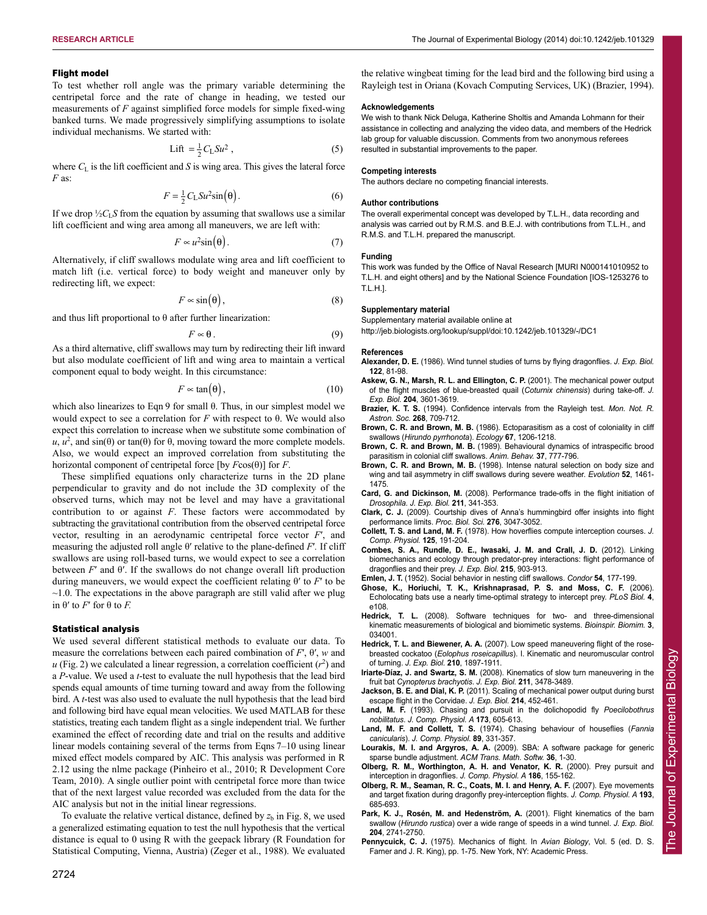### Flight model

To test whether roll angle was the primary variable determining the centripetal force and the rate of change in heading, we tested our measurements of $F$ against simplified force models for simple fixed-wing banked turns. We made progressively simplifying assumptions to isolate individual mechanisms. We started with:

$$\text{Lift} = \tfrac{1}{2} C_L S u^2 \,, \tag{5}$$

where $C_L$ is the lift coefficient and $S$ is wing area. This gives the lateral force $F$ as:

$$F = \tfrac{1}{2} C_L S u^2 \sin(\theta) \,. \tag{6}$$

If we drop $\frac{1}{2} C_L S$ from the equation by assuming that swallows use a similar lift coefficient and wing area among all maneuvers, we are left with:

$$F \propto u^2 \sin(\theta) \,. \tag{7}$$

Alternatively, if cliff swallows modulate wing area and lift coefficient to match lift (i.e. vertical force) to body weight and maneuver only by redirecting lift, we expect:

$$F \propto \sin(\theta) \,, \tag{8}$$

and thus lift proportional to θ after further linearization:

$$F \propto \theta \,. \tag{9}$$

As a third alternative, cliff swallows may turn by redirecting their lift inward but also modulate coefficient of lift and wing area to maintain a vertical component equal to body weight. In this circumstance:

$$F \propto \tan(\theta) \,, \tag{10}$$

which also linearizes to Eqn 9 for small θ. Thus, in our simplest model we would expect to see a correlation for $F$ with respect to θ. We would also expect this correlation to increase when we substitute some combination of $u$, $u^2$, and $\sin(\theta)$ or $\tan(\theta)$ for θ, moving toward the more complete models. Also, we would expect an improved correlation from substituting the horizontal component of centripetal force [by $F\cos(\theta)$] for $F$.

These simplified equations only characterize turns in the 2D plane perpendicular to gravity and do not include the 3D complexity of the observed turns, which may not be level and may have a gravitational contribution to or against $F$. These factors were accommodated by subtracting the gravitational contribution from the observed centripetal force vector, resulting in an aerodynamic centripetal force vector $F'$, and measuring the adjusted roll angle $\theta'$ relative to the plane-defined $F'$. If cliff swallows are using roll-based turns, we would expect to see a correlation between $F'$ and $\theta'$. If the swallows do not change overall lift production during maneuvers, we would expect the coefficient relating $\theta'$ to $F'$ to be ~1.0. The expectations in the above paragraph are still valid after we plug in $\theta'$ to $F'$ for θ to $F$.

### Statistical analysis

We used several different statistical methods to evaluate our data. To measure the correlations between each paired combination of $F'$, $\theta'$, $w$ and $u$ (Fig. 2) we calculated a linear regression, a correlation coefficient ($r^2$) and a $P$-value. We used a $t$-test to evaluate the null hypothesis that the lead bird spends equal amounts of time turning toward and away from the following bird. A $t$-test was also used to evaluate the null hypothesis that the lead bird and following bird have equal mean velocities. We used MATLAB for these statistics, treating each tandem flight as a single independent trial. We further examined the effect of recording date and trial on the results and additive linear models containing several of the terms from Eqns 7–10 using linear mixed effect models compared by AIC. This analysis was performed in R 2.12 using the nlme package (Pinheiro et al., 2010; R Development Core Team, 2010). A single outlier point with centripetal force more than twice that of the next largest value recorded was excluded from the data for the AIC analysis but not in the initial linear regressions.

To evaluate the relative vertical distance, defined by $z_b$ in Fig. 8, we used a generalized estimating equation to test the null hypothesis that the vertical distance is equal to 0 using R with the geepack library (R Foundation for Statistical Computing, Vienna, Austria) (Zeger et al., 1988). We evaluated the relative wingbeat timing for the lead bird and the following bird using a Rayleigh test in Oriana (Kovach Computing Services, UK) (Brazier, 1994).

#### Acknowledgements

We wish to thank Nick Deluga, Katherine Sholtis and Amanda Lohmann for their assistance in collecting and analyzing the video data, and members of the Hedrick lab group for valuable discussion. Comments from two anonymous referees resulted in substantial improvements to the paper.

#### Competing interests

The authors declare no competing financial interests.

#### Author contributions

The overall experimental concept was developed by T.L.H., data recording and analysis was carried out by R.M.S. and B.E.J. with contributions from T.L.H., and R.M.S. and T.L.H. prepared the manuscript.

#### Funding

This work was funded by the Office of Naval Research [MURI N000141010952 to T.L.H. and eight others] and by the National Science Foundation [IOS-1253276 to T.L.H.].

#### Supplementary material

Supplementary material available online at
http://jeb.biologists.org/lookup/suppl/doi:10.1242/jeb.101329/-/DC1

#### References

**Alexander, D. E.** (1986). Wind tunnel studies of turns by flying dragonflies. *J. Exp. Biol.* **122**, 81-98.

**Askew, G. N., Marsh, R. L. and Ellington, C. P.** (2001). The mechanical power output of the flight muscles of blue-breasted quail (*Coturnix chinensis*) during take-off. *J. Exp. Biol.* **204**, 3601-3619.

**Brazier, K. T. S.** (1994). Confidence intervals from the Rayleigh test. *Mon. Not. R. Astron. Soc.* **268**, 709-712.

**Brown, C. R. and Brown, M. B.** (1986). Ectoparasitism as a cost of coloniality in cliff swallows (*Hirundo pyrrhonota*). *Ecology* **67**, 1206-1218.

**Brown, C. R. and Brown, M. B.** (1989). Behavioural dynamics of intraspecific brood parasitism in colonial cliff swallows. *Anim. Behav.* **37**, 777-796.

**Brown, C. R. and Brown, M. B.** (1998). Intense natural selection on body size and wing and tail asymmetry in cliff swallows during severe weather. *Evolution* **52**, 1461-1475.

**Card, G. and Dickinson, M.** (2008). Performance trade-offs in the flight initiation of *Drosophila*. *J. Exp. Biol.* **211**, 341-353.

**Clark, C. J.** (2009). Courtship dives of Anna's hummingbird offer insights into flight performance limits. *Proc. Biol. Sci.* **276**, 3047-3052.

**Collett, T. S. and Land, M. F.** (1978). How hoverflies compute interception courses. *J. Comp. Physiol.* **125**, 191-204.

**Combes, S. A., Rundle, D. E., Iwasaki, J. M. and Crall, J. D.** (2012). Linking biomechanics and ecology through predator-prey interactions: flight performance of dragonflies and their prey. *J. Exp. Biol.* **215**, 903-913.

**Emlen, J. T.** (1952). Social behavior in nesting cliff swallows. *Condor* **54**, 177-199.

**Ghose, K., Horiuchi, T. K., Krishnaprasad, P. S. and Moss, C. F.** (2006). Echolocating bats use a nearly time-optimal strategy to intercept prey. *PLoS Biol.* **4**, e108.

**Hedrick, T. L.** (2008). Software techniques for two- and three-dimensional kinematic measurements of biological and biomimetic systems. *Bioinspir. Biomim.* **3**, 034001.

**Hedrick, T. L. and Biewener, A. A.** (2007). Low speed maneuvering flight of the rose-breasted cockatoo (*Eolophus roseicapillus*). I. Kinematic and neuromuscular control of turning. *J. Exp. Biol.* **210**, 1897-1911.

**Iriarte-Díaz, J. and Swartz, S. M.** (2008). Kinematics of slow turn maneuvering in the fruit bat *Cynopterus brachyotis*. *J. Exp. Biol.* **211**, 3478-3489.

**Jackson, B. E. and Dial, K. P.** (2011). Scaling of mechanical power output during burst escape flight in the Corvidae. *J. Exp. Biol.* **214**, 452-461.

**Land, M. F.** (1993). Chasing and pursuit in the dolichopodid fly *Poecilobothrus nobilitatus*. *J. Comp. Physiol. A* **173**, 605-613.

**Land, M. F. and Collett, T. S.** (1974). Chasing behaviour of houseflies (*Fannia canicularis*). *J. Comp. Physiol.* **89**, 331-357.

**Lourakis, M. I. and Argyros, A. A.** (2009). SBA: A software package for generic sparse bundle adjustment. *ACM Trans. Math. Softw.* **36**, 1-30.

**Olberg, R. M., Worthington, A. H. and Venator, K. R.** (2000). Prey pursuit and interception in dragonflies. *J. Comp. Physiol. A* **186**, 155-162.

**Olberg, R. M., Seaman, R. C., Coats, M. I. and Henry, A. F.** (2007). Eye movements and target fixation during dragonfly prey-interception flights. *J. Comp. Physiol. A* **193**, 685-693.

**Park, K. J., Rosén, M. and Hedenström, A.** (2001). Flight kinematics of the barn swallow (*Hirundo rustica*) over a wide range of speeds in a wind tunnel. *J. Exp. Biol.* **204**, 2741-2750.

**Pennycuick, C. J.** (1975). Mechanics of flight. In *Avian Biology*, Vol. 5 (ed. D. S. Farner and J. R. King), pp. 1-75. New York, NY: Academic Press.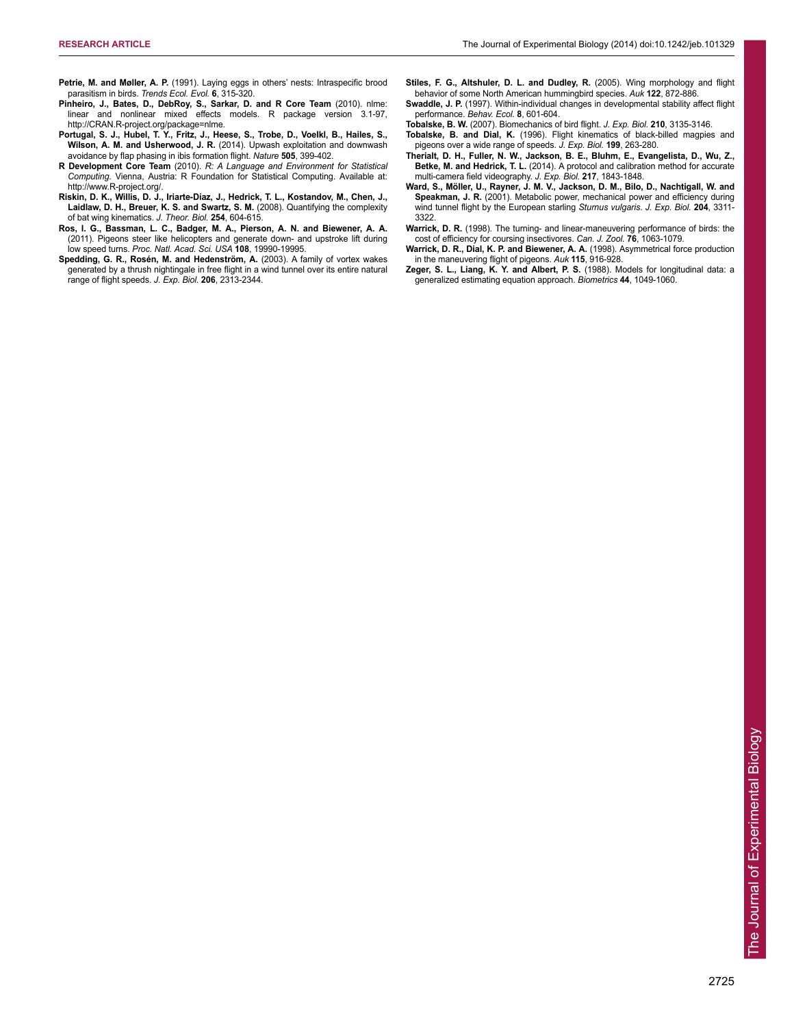**Petrie, M. and Møller, A. P.** (1991). Laying eggs in others' nests: Intraspecific brood parasitism in birds. *Trends Ecol. Evol.* **6**, 315-320.

**Pinheiro, J., Bates, D., DebRoy, S., Sarkar, D. and R Core Team** (2010). nlme: linear and nonlinear mixed effects models. R package version 3.1-97, http://CRAN.R-project.org/package=nlme.

**Portugal, S. J., Hubel, T. Y., Fritz, J., Heese, S., Trobe, D., Voelkl, B., Hailes, S., Wilson, A. M. and Usherwood, J. R.** (2014). Upwash exploitation and downwash avoidance by flap phasing in ibis formation flight. *Nature* **505**, 399-402.

**R Development Core Team** (2010). *R: A Language and Environment for Statistical Computing*. Vienna, Austria: R Foundation for Statistical Computing. Available at: http://www.R-project.org/.

**Riskin, D. K., Willis, D. J., Iriarte-Díaz, J., Hedrick, T. L., Kostandov, M., Chen, J., Laidlaw, D. H., Breuer, K. S. and Swartz, S. M.** (2008). Quantifying the complexity of bat wing kinematics. *J. Theor. Biol.* **254**, 604-615.

**Ros, I. G., Bassman, L. C., Badger, M. A., Pierson, A. N. and Biewener, A. A.** (2011). Pigeons steer like helicopters and generate down- and upstroke lift during low speed turns. *Proc. Natl. Acad. Sci. USA* **108**, 19990-19995.

**Spedding, G. R., Rosén, M. and Hedenström, A.** (2003). A family of vortex wakes generated by a thrush nightingale in free flight in a wind tunnel over its entire natural range of flight speeds. *J. Exp. Biol.* **206**, 2313-2344.

**Stiles, F. G., Altshuler, D. L. and Dudley, R.** (2005). Wing morphology and flight behavior of some North American hummingbird species. *Auk* **122**, 872-886.

**Swaddle, J. P.** (1997). Within-individual changes in developmental stability affect flight performance. *Behav. Ecol.* **8**, 601-604.

**Tobalske, B. W.** (2007). Biomechanics of bird flight. *J. Exp. Biol.* **210**, 3135-3146.

**Tobalske, B. and Dial, K.** (1996). Flight kinematics of black-billed magpies and pigeons over a wide range of speeds. *J. Exp. Biol.* **199**, 263-280.

**Therialt, D. H., Fuller, N. W., Jackson, B. E., Bluhm, E., Evangelista, D., Wu, Z., Betke, M. and Hedrick, T. L.** (2014). A protocol and calibration method for accurate multi-camera field videography. *J. Exp. Biol.* **217**, 1843-1848.

**Ward, S., Möller, U., Rayner, J. M. V., Jackson, D. M., Bilo, D., Nachtigall, W. and Speakman, J. R.** (2001). Metabolic power, mechanical power and efficiency during wind tunnel flight by the European starling *Sturnus vulgaris*. *J. Exp. Biol.* **204**, 3311-3322.

**Warrick, D. R.** (1998). The turning- and linear-maneuvering performance of birds: the cost of efficiency for coursing insectivores. *Can. J. Zool.* **76**, 1063-1079.

**Warrick, D. R., Dial, K. P. and Biewener, A. A.** (1998). Asymmetrical force production in the maneuvering flight of pigeons. *Auk* **115**, 916-928.

**Zeger, S. L., Liang, K. Y. and Albert, P. S.** (1988). Models for longitudinal data: a generalized estimating equation approach. *Biometrics* **44**, 1049-1060.